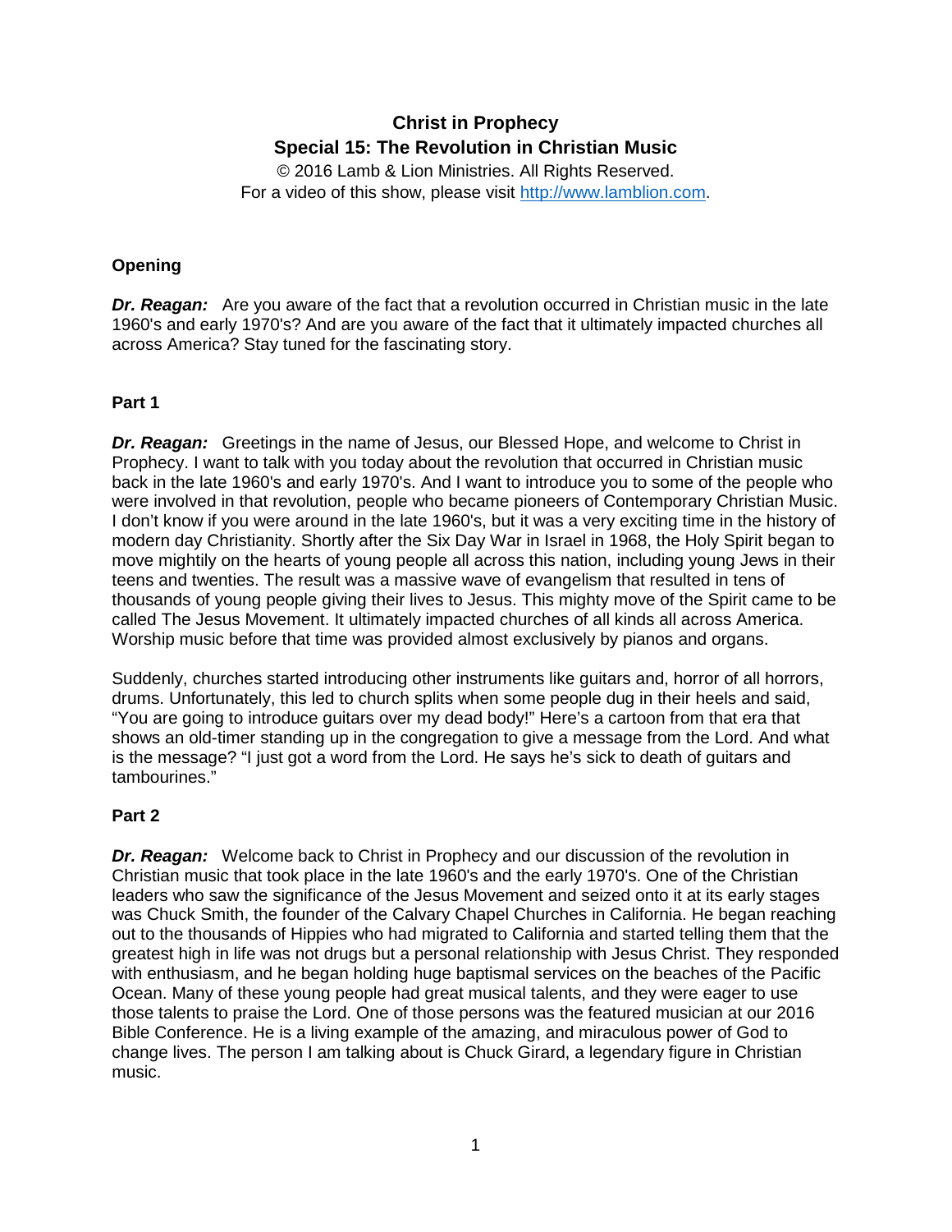# Christ in Prophecy

## Special 15: The Revolution in Christian Music

© 2016 Lamb & Lion Ministries. All Rights Reserved.
For a video of this show, please visit http://www.lamblion.com.

### Opening

***Dr. Reagan:*** Are you aware of the fact that a revolution occurred in Christian music in the late 1960's and early 1970's? And are you aware of the fact that it ultimately impacted churches all across America? Stay tuned for the fascinating story.

### Part 1

***Dr. Reagan:*** Greetings in the name of Jesus, our Blessed Hope, and welcome to Christ in Prophecy. I want to talk with you today about the revolution that occurred in Christian music back in the late 1960's and early 1970's. And I want to introduce you to some of the people who were involved in that revolution, people who became pioneers of Contemporary Christian Music. I don't know if you were around in the late 1960's, but it was a very exciting time in the history of modern day Christianity. Shortly after the Six Day War in Israel in 1968, the Holy Spirit began to move mightily on the hearts of young people all across this nation, including young Jews in their teens and twenties. The result was a massive wave of evangelism that resulted in tens of thousands of young people giving their lives to Jesus. This mighty move of the Spirit came to be called The Jesus Movement. It ultimately impacted churches of all kinds all across America. Worship music before that time was provided almost exclusively by pianos and organs.

Suddenly, churches started introducing other instruments like guitars and, horror of all horrors, drums. Unfortunately, this led to church splits when some people dug in their heels and said, "You are going to introduce guitars over my dead body!" Here's a cartoon from that era that shows an old-timer standing up in the congregation to give a message from the Lord. And what is the message? "I just got a word from the Lord. He says he's sick to death of guitars and tambourines."

### Part 2

***Dr. Reagan:*** Welcome back to Christ in Prophecy and our discussion of the revolution in Christian music that took place in the late 1960's and the early 1970's. One of the Christian leaders who saw the significance of the Jesus Movement and seized onto it at its early stages was Chuck Smith, the founder of the Calvary Chapel Churches in California. He began reaching out to the thousands of Hippies who had migrated to California and started telling them that the greatest high in life was not drugs but a personal relationship with Jesus Christ. They responded with enthusiasm, and he began holding huge baptismal services on the beaches of the Pacific Ocean. Many of these young people had great musical talents, and they were eager to use those talents to praise the Lord. One of those persons was the featured musician at our 2016 Bible Conference. He is a living example of the amazing, and miraculous power of God to change lives. The person I am talking about is Chuck Girard, a legendary figure in Christian music.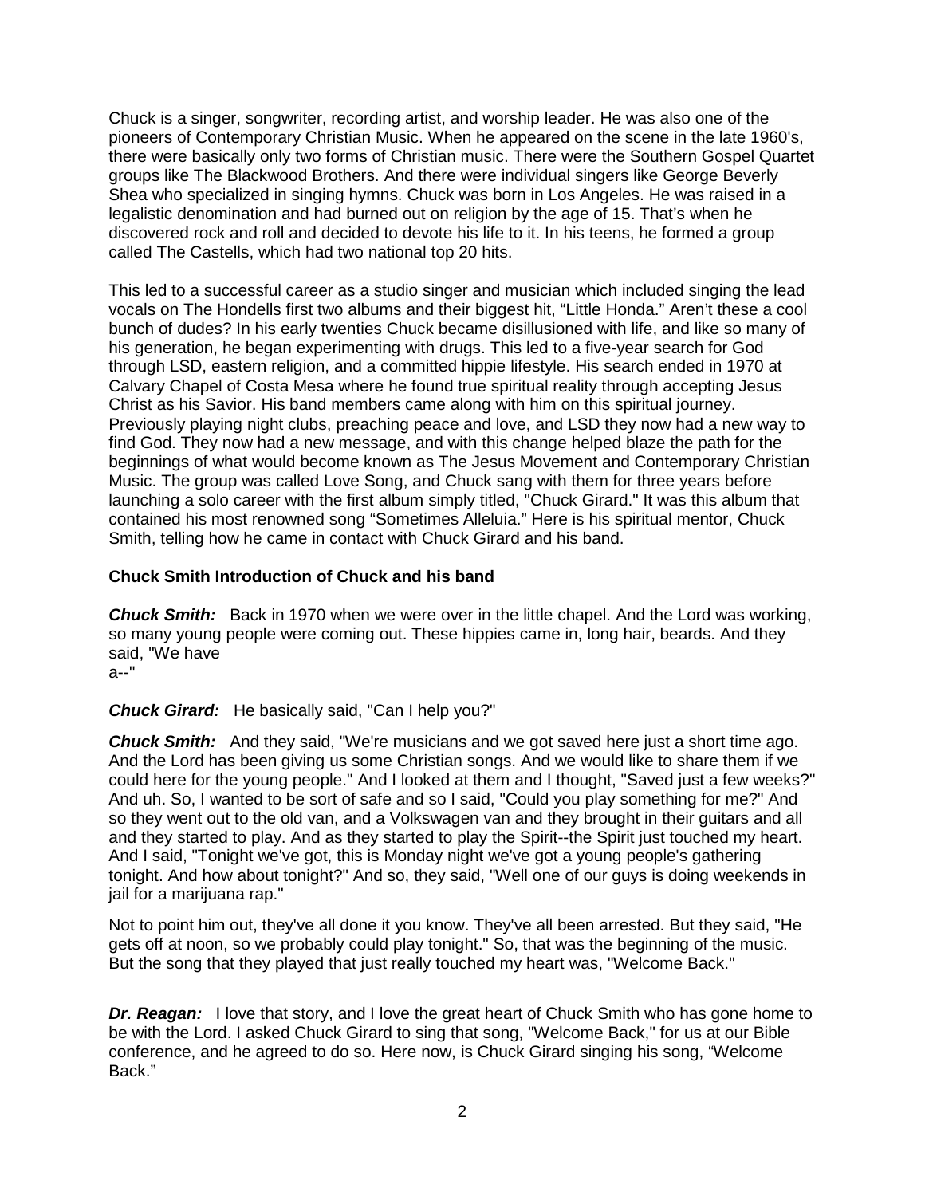Chuck is a singer, songwriter, recording artist, and worship leader. He was also one of the pioneers of Contemporary Christian Music. When he appeared on the scene in the late 1960's, there were basically only two forms of Christian music. There were the Southern Gospel Quartet groups like The Blackwood Brothers. And there were individual singers like George Beverly Shea who specialized in singing hymns. Chuck was born in Los Angeles. He was raised in a legalistic denomination and had burned out on religion by the age of 15. That's when he discovered rock and roll and decided to devote his life to it. In his teens, he formed a group called The Castells, which had two national top 20 hits.

This led to a successful career as a studio singer and musician which included singing the lead vocals on The Hondells first two albums and their biggest hit, "Little Honda." Aren't these a cool bunch of dudes? In his early twenties Chuck became disillusioned with life, and like so many of his generation, he began experimenting with drugs. This led to a five-year search for God through LSD, eastern religion, and a committed hippie lifestyle. His search ended in 1970 at Calvary Chapel of Costa Mesa where he found true spiritual reality through accepting Jesus Christ as his Savior. His band members came along with him on this spiritual journey. Previously playing night clubs, preaching peace and love, and LSD they now had a new way to find God. They now had a new message, and with this change helped blaze the path for the beginnings of what would become known as The Jesus Movement and Contemporary Christian Music. The group was called Love Song, and Chuck sang with them for three years before launching a solo career with the first album simply titled, "Chuck Girard." It was this album that contained his most renowned song "Sometimes Alleluia." Here is his spiritual mentor, Chuck Smith, telling how he came in contact with Chuck Girard and his band.

**Chuck Smith Introduction of Chuck and his band**

***Chuck Smith:*** Back in 1970 when we were over in the little chapel. And the Lord was working, so many young people were coming out. These hippies came in, long hair, beards. And they said, "We have a--"

***Chuck Girard:*** He basically said, "Can I help you?"

***Chuck Smith:*** And they said, "We're musicians and we got saved here just a short time ago. And the Lord has been giving us some Christian songs. And we would like to share them if we could here for the young people." And I looked at them and I thought, "Saved just a few weeks?" And uh. So, I wanted to be sort of safe and so I said, "Could you play something for me?" And so they went out to the old van, and a Volkswagen van and they brought in their guitars and all and they started to play. And as they started to play the Spirit--the Spirit just touched my heart. And I said, "Tonight we've got, this is Monday night we've got a young people's gathering tonight. And how about tonight?" And so, they said, "Well one of our guys is doing weekends in jail for a marijuana rap."

Not to point him out, they've all done it you know. They've all been arrested. But they said, "He gets off at noon, so we probably could play tonight." So, that was the beginning of the music. But the song that they played that just really touched my heart was, "Welcome Back."

***Dr. Reagan:*** I love that story, and I love the great heart of Chuck Smith who has gone home to be with the Lord. I asked Chuck Girard to sing that song, "Welcome Back," for us at our Bible conference, and he agreed to do so. Here now, is Chuck Girard singing his song, "Welcome Back."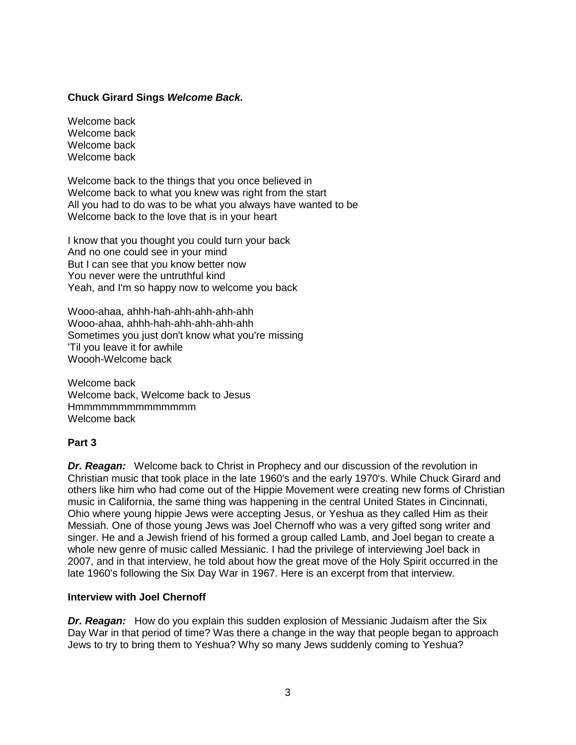**Chuck Girard Sings *Welcome Back.***

Welcome back
Welcome back
Welcome back
Welcome back

Welcome back to the things that you once believed in
Welcome back to what you knew was right from the start
All you had to do was to be what you always have wanted to be
Welcome back to the love that is in your heart

I know that you thought you could turn your back
And no one could see in your mind
But I can see that you know better now
You never were the untruthful kind
Yeah, and I'm so happy now to welcome you back

Wooo-ahaa, ahhh-hah-ahh-ahh-ahh-ahh
Wooo-ahaa, ahhh-hah-ahh-ahh-ahh-ahh
Sometimes you just don't know what you're missing
'Til you leave it for awhile
Woooh-Welcome back

Welcome back
Welcome back, Welcome back to Jesus
Hmmmmmmmmmmmmmm
Welcome back

**Part 3**

***Dr. Reagan:*** Welcome back to Christ in Prophecy and our discussion of the revolution in Christian music that took place in the late 1960's and the early 1970's. While Chuck Girard and others like him who had come out of the Hippie Movement were creating new forms of Christian music in California, the same thing was happening in the central United States in Cincinnati, Ohio where young hippie Jews were accepting Jesus, or Yeshua as they called Him as their Messiah. One of those young Jews was Joel Chernoff who was a very gifted song writer and singer. He and a Jewish friend of his formed a group called Lamb, and Joel began to create a whole new genre of music called Messianic. I had the privilege of interviewing Joel back in 2007, and in that interview, he told about how the great move of the Holy Spirit occurred in the late 1960's following the Six Day War in 1967. Here is an excerpt from that interview.

**Interview with Joel Chernoff**

***Dr. Reagan:*** How do you explain this sudden explosion of Messianic Judaism after the Six Day War in that period of time? Was there a change in the way that people began to approach Jews to try to bring them to Yeshua? Why so many Jews suddenly coming to Yeshua?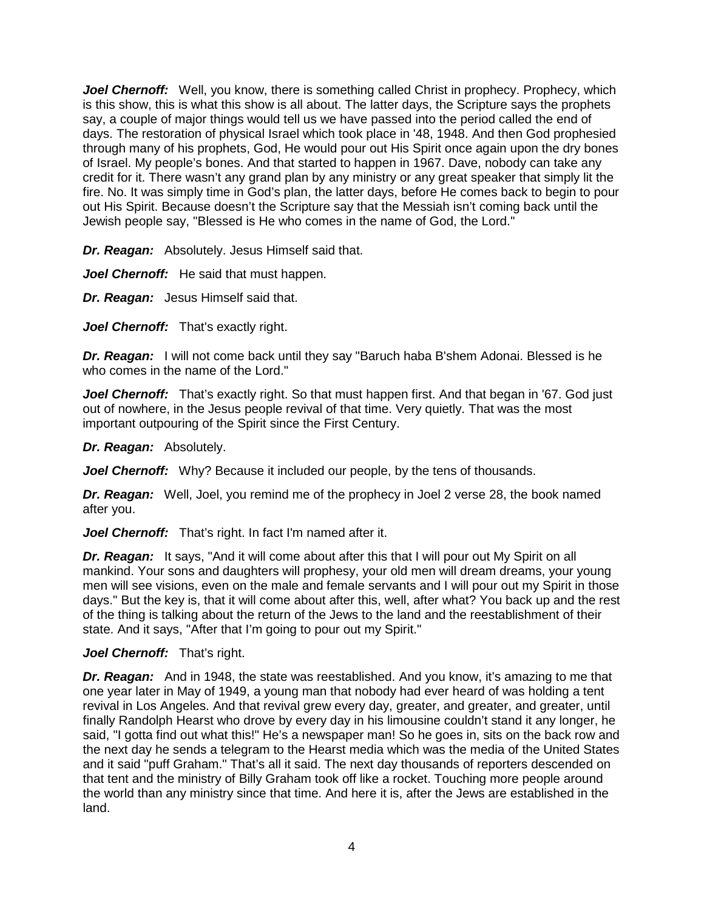***Joel Chernoff:*** Well, you know, there is something called Christ in prophecy. Prophecy, which is this show, this is what this show is all about. The latter days, the Scripture says the prophets say, a couple of major things would tell us we have passed into the period called the end of days. The restoration of physical Israel which took place in '48, 1948. And then God prophesied through many of his prophets, God, He would pour out His Spirit once again upon the dry bones of Israel. My people's bones. And that started to happen in 1967. Dave, nobody can take any credit for it. There wasn't any grand plan by any ministry or any great speaker that simply lit the fire. No. It was simply time in God's plan, the latter days, before He comes back to begin to pour out His Spirit. Because doesn't the Scripture say that the Messiah isn't coming back until the Jewish people say, "Blessed is He who comes in the name of God, the Lord."

***Dr. Reagan:*** Absolutely. Jesus Himself said that.

***Joel Chernoff:*** He said that must happen.

***Dr. Reagan:*** Jesus Himself said that.

***Joel Chernoff:*** That's exactly right.

***Dr. Reagan:*** I will not come back until they say "Baruch haba B'shem Adonai. Blessed is he who comes in the name of the Lord."

***Joel Chernoff:*** That's exactly right. So that must happen first. And that began in '67. God just out of nowhere, in the Jesus people revival of that time. Very quietly. That was the most important outpouring of the Spirit since the First Century.

***Dr. Reagan:*** Absolutely.

***Joel Chernoff:*** Why? Because it included our people, by the tens of thousands.

***Dr. Reagan:*** Well, Joel, you remind me of the prophecy in Joel 2 verse 28, the book named after you.

***Joel Chernoff:*** That's right. In fact I'm named after it.

***Dr. Reagan:*** It says, "And it will come about after this that I will pour out My Spirit on all mankind. Your sons and daughters will prophesy, your old men will dream dreams, your young men will see visions, even on the male and female servants and I will pour out my Spirit in those days." But the key is, that it will come about after this, well, after what? You back up and the rest of the thing is talking about the return of the Jews to the land and the reestablishment of their state. And it says, "After that I'm going to pour out my Spirit."

***Joel Chernoff:*** That's right.

***Dr. Reagan:*** And in 1948, the state was reestablished. And you know, it's amazing to me that one year later in May of 1949, a young man that nobody had ever heard of was holding a tent revival in Los Angeles. And that revival grew every day, greater, and greater, and greater, until finally Randolph Hearst who drove by every day in his limousine couldn't stand it any longer, he said, "I gotta find out what this!" He's a newspaper man! So he goes in, sits on the back row and the next day he sends a telegram to the Hearst media which was the media of the United States and it said "puff Graham." That's all it said. The next day thousands of reporters descended on that tent and the ministry of Billy Graham took off like a rocket. Touching more people around the world than any ministry since that time. And here it is, after the Jews are established in the land.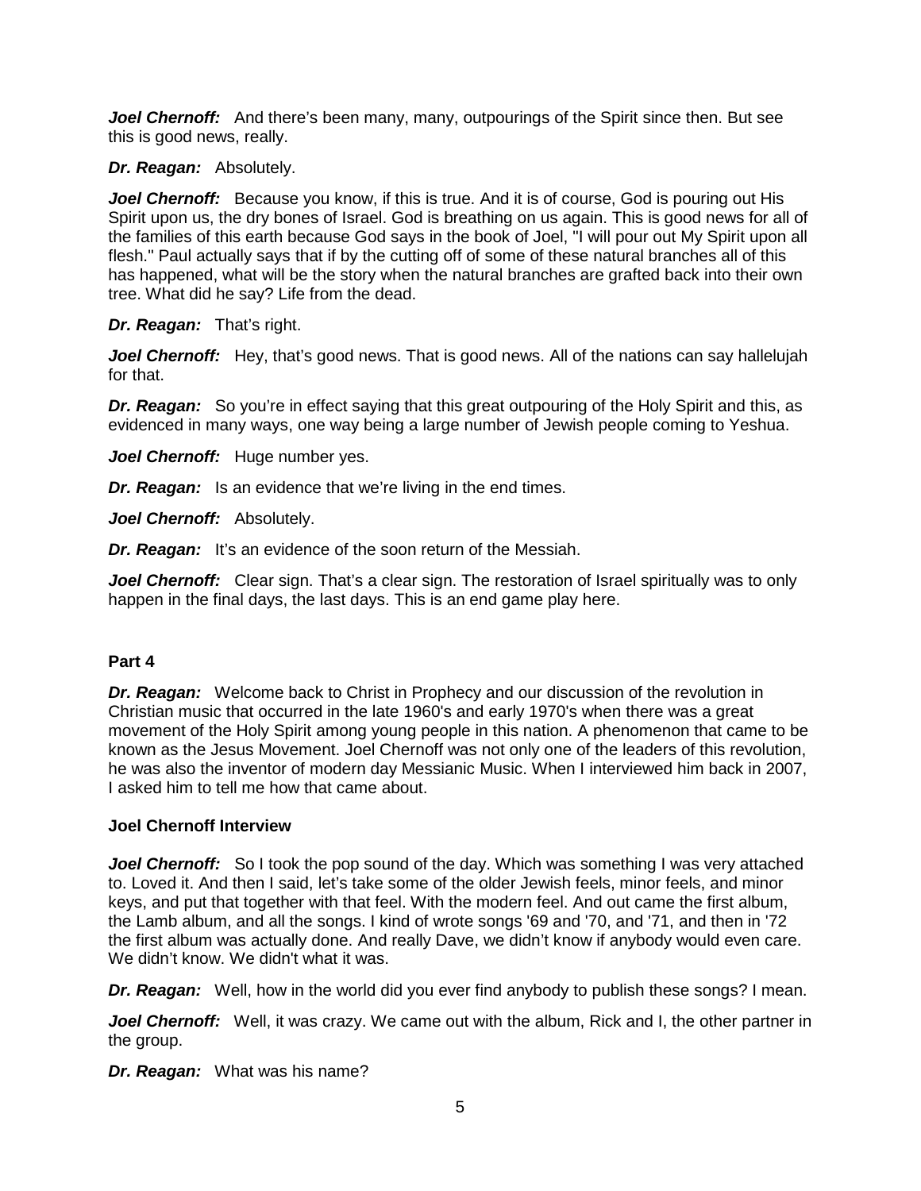***Joel Chernoff:*** And there's been many, many, outpourings of the Spirit since then. But see this is good news, really.

***Dr. Reagan:*** Absolutely.

***Joel Chernoff:*** Because you know, if this is true. And it is of course, God is pouring out His Spirit upon us, the dry bones of Israel. God is breathing on us again. This is good news for all of the families of this earth because God says in the book of Joel, "I will pour out My Spirit upon all flesh." Paul actually says that if by the cutting off of some of these natural branches all of this has happened, what will be the story when the natural branches are grafted back into their own tree. What did he say? Life from the dead.

***Dr. Reagan:*** That's right.

***Joel Chernoff:*** Hey, that's good news. That is good news. All of the nations can say hallelujah for that.

***Dr. Reagan:*** So you're in effect saying that this great outpouring of the Holy Spirit and this, as evidenced in many ways, one way being a large number of Jewish people coming to Yeshua.

***Joel Chernoff:*** Huge number yes.

***Dr. Reagan:*** Is an evidence that we're living in the end times.

***Joel Chernoff:*** Absolutely.

***Dr. Reagan:*** It's an evidence of the soon return of the Messiah.

***Joel Chernoff:*** Clear sign. That's a clear sign. The restoration of Israel spiritually was to only happen in the final days, the last days. This is an end game play here.

**Part 4**

***Dr. Reagan:*** Welcome back to Christ in Prophecy and our discussion of the revolution in Christian music that occurred in the late 1960's and early 1970's when there was a great movement of the Holy Spirit among young people in this nation. A phenomenon that came to be known as the Jesus Movement. Joel Chernoff was not only one of the leaders of this revolution, he was also the inventor of modern day Messianic Music. When I interviewed him back in 2007, I asked him to tell me how that came about.

**Joel Chernoff Interview**

***Joel Chernoff:*** So I took the pop sound of the day. Which was something I was very attached to. Loved it. And then I said, let's take some of the older Jewish feels, minor feels, and minor keys, and put that together with that feel. With the modern feel. And out came the first album, the Lamb album, and all the songs. I kind of wrote songs '69 and '70, and '71, and then in '72 the first album was actually done. And really Dave, we didn't know if anybody would even care. We didn't know. We didn't what it was.

***Dr. Reagan:*** Well, how in the world did you ever find anybody to publish these songs? I mean.

***Joel Chernoff:*** Well, it was crazy. We came out with the album, Rick and I, the other partner in the group.

***Dr. Reagan:*** What was his name?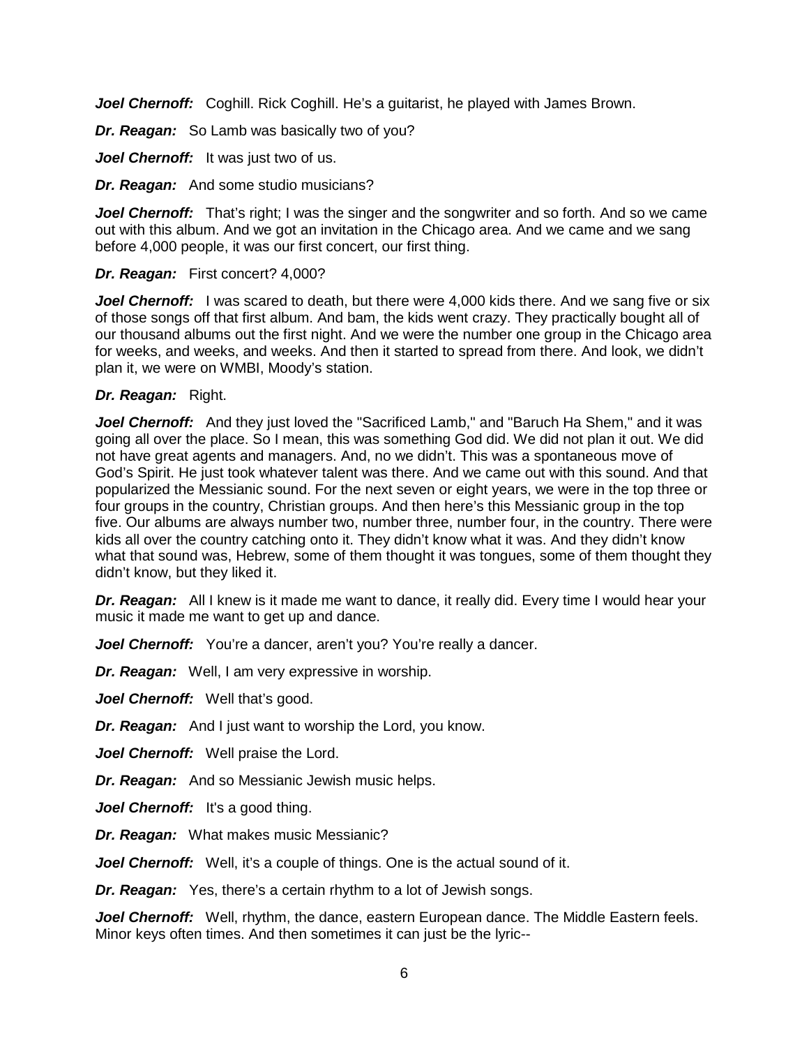***Joel Chernoff:*** Coghill. Rick Coghill. He's a guitarist, he played with James Brown.

***Dr. Reagan:*** So Lamb was basically two of you?

***Joel Chernoff:*** It was just two of us.

***Dr. Reagan:*** And some studio musicians?

***Joel Chernoff:*** That's right; I was the singer and the songwriter and so forth. And so we came out with this album. And we got an invitation in the Chicago area. And we came and we sang before 4,000 people, it was our first concert, our first thing.

***Dr. Reagan:*** First concert? 4,000?

***Joel Chernoff:*** I was scared to death, but there were 4,000 kids there. And we sang five or six of those songs off that first album. And bam, the kids went crazy. They practically bought all of our thousand albums out the first night. And we were the number one group in the Chicago area for weeks, and weeks, and weeks. And then it started to spread from there. And look, we didn't plan it, we were on WMBI, Moody's station.

***Dr. Reagan:*** Right.

***Joel Chernoff:*** And they just loved the "Sacrificed Lamb," and "Baruch Ha Shem," and it was going all over the place. So I mean, this was something God did. We did not plan it out. We did not have great agents and managers. And, no we didn't. This was a spontaneous move of God's Spirit. He just took whatever talent was there. And we came out with this sound. And that popularized the Messianic sound. For the next seven or eight years, we were in the top three or four groups in the country, Christian groups. And then here's this Messianic group in the top five. Our albums are always number two, number three, number four, in the country. There were kids all over the country catching onto it. They didn't know what it was. And they didn't know what that sound was, Hebrew, some of them thought it was tongues, some of them thought they didn't know, but they liked it.

***Dr. Reagan:*** All I knew is it made me want to dance, it really did. Every time I would hear your music it made me want to get up and dance.

***Joel Chernoff:*** You're a dancer, aren't you? You're really a dancer.

***Dr. Reagan:*** Well, I am very expressive in worship.

***Joel Chernoff:*** Well that's good.

***Dr. Reagan:*** And I just want to worship the Lord, you know.

***Joel Chernoff:*** Well praise the Lord.

***Dr. Reagan:*** And so Messianic Jewish music helps.

***Joel Chernoff:*** It's a good thing.

***Dr. Reagan:*** What makes music Messianic?

***Joel Chernoff:*** Well, it's a couple of things. One is the actual sound of it.

***Dr. Reagan:*** Yes, there's a certain rhythm to a lot of Jewish songs.

***Joel Chernoff:*** Well, rhythm, the dance, eastern European dance. The Middle Eastern feels. Minor keys often times. And then sometimes it can just be the lyric--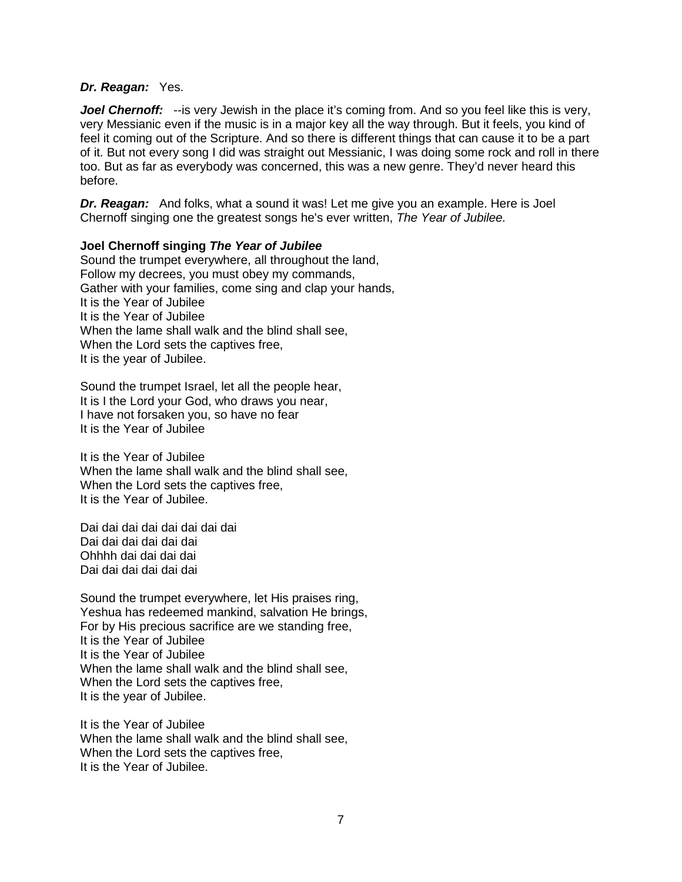***Dr. Reagan:*** Yes.

***Joel Chernoff:*** --is very Jewish in the place it's coming from. And so you feel like this is very, very Messianic even if the music is in a major key all the way through. But it feels, you kind of feel it coming out of the Scripture. And so there is different things that can cause it to be a part of it. But not every song I did was straight out Messianic, I was doing some rock and roll in there too. But as far as everybody was concerned, this was a new genre. They'd never heard this before.

***Dr. Reagan:*** And folks, what a sound it was! Let me give you an example. Here is Joel Chernoff singing one the greatest songs he's ever written, *The Year of Jubilee.*

**Joel Chernoff singing *The Year of Jubilee***
Sound the trumpet everywhere, all throughout the land,
Follow my decrees, you must obey my commands,
Gather with your families, come sing and clap your hands,
It is the Year of Jubilee
It is the Year of Jubilee
When the lame shall walk and the blind shall see,
When the Lord sets the captives free,
It is the year of Jubilee.

Sound the trumpet Israel, let all the people hear,
It is I the Lord your God, who draws you near,
I have not forsaken you, so have no fear
It is the Year of Jubilee

It is the Year of Jubilee
When the lame shall walk and the blind shall see,
When the Lord sets the captives free,
It is the Year of Jubilee.

Dai dai dai dai dai dai dai dai
Dai dai dai dai dai dai
Ohhhh dai dai dai dai
Dai dai dai dai dai dai

Sound the trumpet everywhere, let His praises ring,
Yeshua has redeemed mankind, salvation He brings,
For by His precious sacrifice are we standing free,
It is the Year of Jubilee
It is the Year of Jubilee
When the lame shall walk and the blind shall see,
When the Lord sets the captives free,
It is the year of Jubilee.

It is the Year of Jubilee
When the lame shall walk and the blind shall see,
When the Lord sets the captives free,
It is the Year of Jubilee.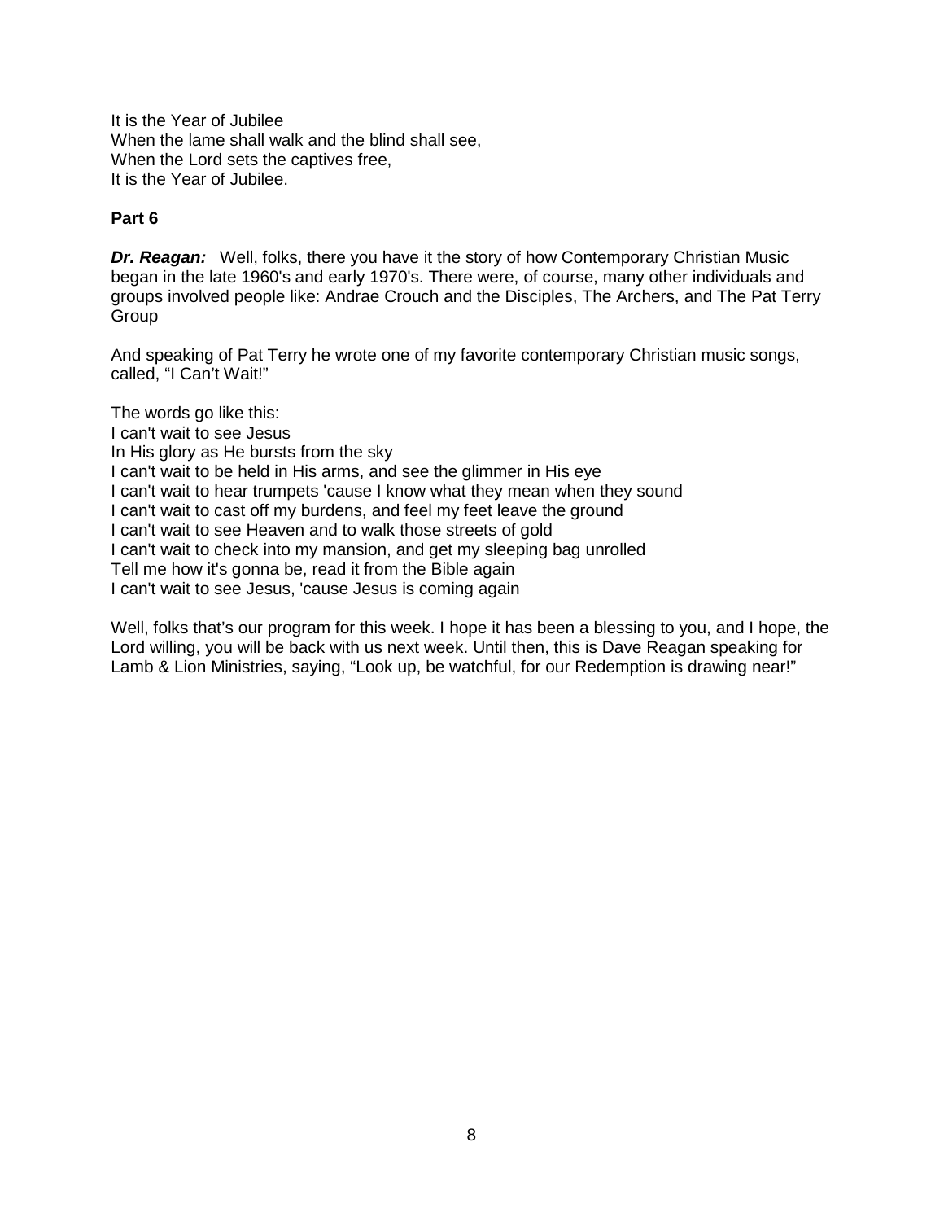It is the Year of Jubilee
When the lame shall walk and the blind shall see,
When the Lord sets the captives free,
It is the Year of Jubilee.

**Part 6**

***Dr. Reagan:*** Well, folks, there you have it the story of how Contemporary Christian Music began in the late 1960's and early 1970's. There were, of course, many other individuals and groups involved people like: Andrae Crouch and the Disciples, The Archers, and The Pat Terry Group

And speaking of Pat Terry he wrote one of my favorite contemporary Christian music songs, called, "I Can't Wait!"

The words go like this:
I can't wait to see Jesus
In His glory as He bursts from the sky
I can't wait to be held in His arms, and see the glimmer in His eye
I can't wait to hear trumpets 'cause I know what they mean when they sound
I can't wait to cast off my burdens, and feel my feet leave the ground
I can't wait to see Heaven and to walk those streets of gold
I can't wait to check into my mansion, and get my sleeping bag unrolled
Tell me how it's gonna be, read it from the Bible again
I can't wait to see Jesus, 'cause Jesus is coming again

Well, folks that's our program for this week. I hope it has been a blessing to you, and I hope, the Lord willing, you will be back with us next week. Until then, this is Dave Reagan speaking for Lamb & Lion Ministries, saying, "Look up, be watchful, for our Redemption is drawing near!"